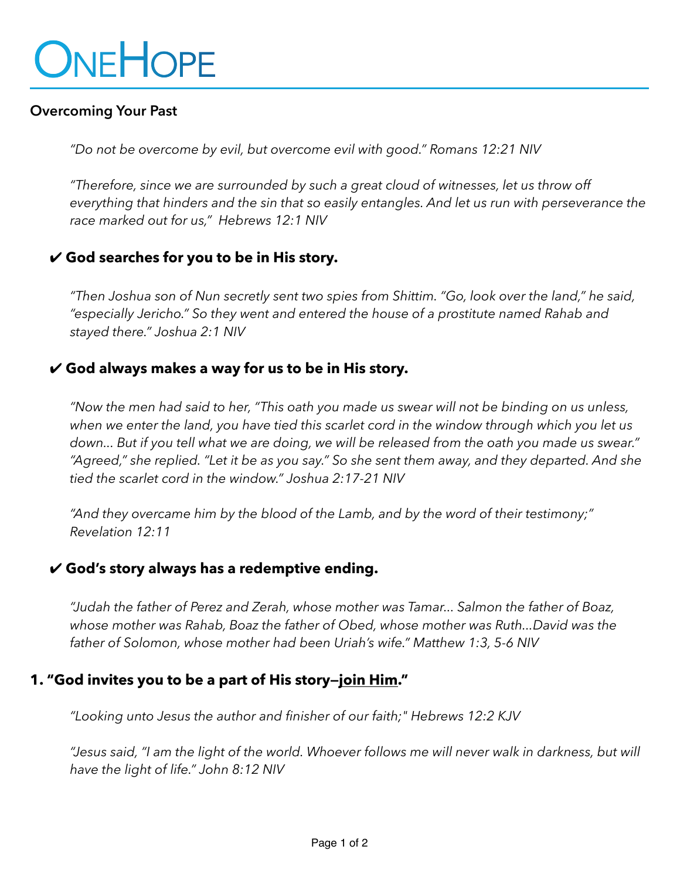# ONEHOPE

## Overcoming Your Past

*"Do not be overcome by evil, but overcome evil with good." Romans 12:21 NIV*

*"Therefore, since we are surrounded by such a great cloud of witnesses, let us throw off everything that hinders and the sin that so easily entangles. And let us run with perseverance the race marked out for us," Hebrews 12:1 NIV*

### ✔ God searches for you to be in His story.

*"Then Joshua son of Nun secretly sent two spies from Shittim. "Go, look over the land," he said, "especially Jericho." So they went and entered the house of a prostitute named Rahab and stayed there." Joshua 2:1 NIV*

### ✔ God always makes a way for us to be in His story.

*"Now the men had said to her, "This oath you made us swear will not be binding on us unless, when we enter the land, you have tied this scarlet cord in the window through which you let us down... But if you tell what we are doing, we will be released from the oath you made us swear." "Agreed," she replied. "Let it be as you say." So she sent them away, and they departed. And she tied the scarlet cord in the window." Joshua 2:17-21 NIV*

*"And they overcame him by the blood of the Lamb, and by the word of their testimony;" Revelation 12:11*

### ✔ God's story always has a redemptive ending.

*"Judah the father of Perez and Zerah, whose mother was Tamar... Salmon the father of Boaz, whose mother was Rahab, Boaz the father of Obed, whose mother was Ruth...David was the father of Solomon, whose mother had been Uriah's wife." Matthew 1:3, 5-6 NIV*

### 1. "God invites you to be a part of His story—<u>join Him</u>."

*"Looking unto Jesus the author and finisher of our faith;" Hebrews 12:2 KJV*

*"Jesus said, "I am the light of the world. Whoever follows me will never walk in darkness, but will have the light of life." John 8:12 NIV*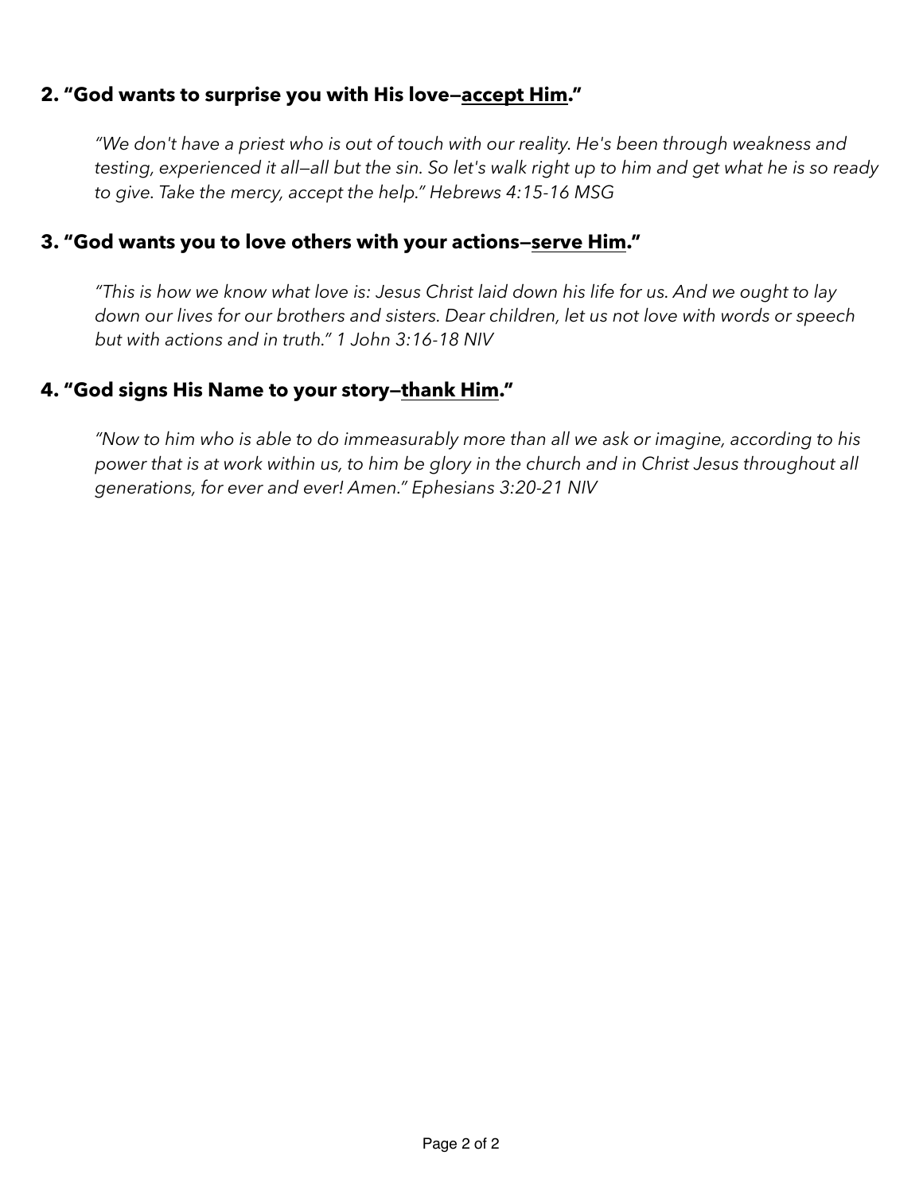**2. "God wants to surprise you with His love—<u>accept Him</u>."**

*"We don't have a priest who is out of touch with our reality. He's been through weakness and testing, experienced it all—all but the sin. So let's walk right up to him and get what he is so ready to give. Take the mercy, accept the help." Hebrews 4:15-16 MSG*

**3. "God wants you to love others with your actions—<u>serve Him</u>."**

*"This is how we know what love is: Jesus Christ laid down his life for us. And we ought to lay down our lives for our brothers and sisters. Dear children, let us not love with words or speech but with actions and in truth." 1 John 3:16-18 NIV*

**4. "God signs His Name to your story—<u>thank Him</u>."**

*"Now to him who is able to do immeasurably more than all we ask or imagine, according to his power that is at work within us, to him be glory in the church and in Christ Jesus throughout all generations, for ever and ever! Amen." Ephesians 3:20-21 NIV*